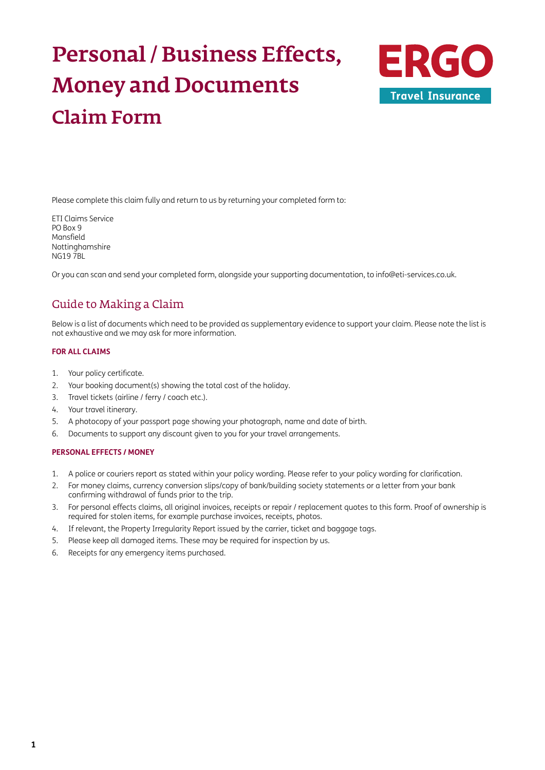# Personal / Business Effects, Money and Documents

## Claim Form

ERGO

Travel Insurance

Please complete this claim fully and return to us by returning your completed form to:

ETI Claims Service
PO Box 9
Mansfield
Nottinghamshire
NG19 7BL

Or you can scan and send your completed form, alongside your supporting documentation, to info@eti-services.co.uk.

## Guide to Making a Claim

Below is a list of documents which need to be provided as supplementary evidence to support your claim. Please note the list is not exhaustive and we may ask for more information.

### FOR ALL CLAIMS

1. Your policy certificate.
2. Your booking document(s) showing the total cost of the holiday.
3. Travel tickets (airline / ferry / coach etc.).
4. Your travel itinerary.
5. A photocopy of your passport page showing your photograph, name and date of birth.
6. Documents to support any discount given to you for your travel arrangements.

### PERSONAL EFFECTS / MONEY

1. A police or couriers report as stated within your policy wording. Please refer to your policy wording for clarification.
2. For money claims, currency conversion slips/copy of bank/building society statements or a letter from your bank confirming withdrawal of funds prior to the trip.
3. For personal effects claims, all original invoices, receipts or repair / replacement quotes to this form. Proof of ownership is required for stolen items, for example purchase invoices, receipts, photos.
4. If relevant, the Property Irregularity Report issued by the carrier, ticket and baggage tags.
5. Please keep all damaged items. These may be required for inspection by us.
6. Receipts for any emergency items purchased.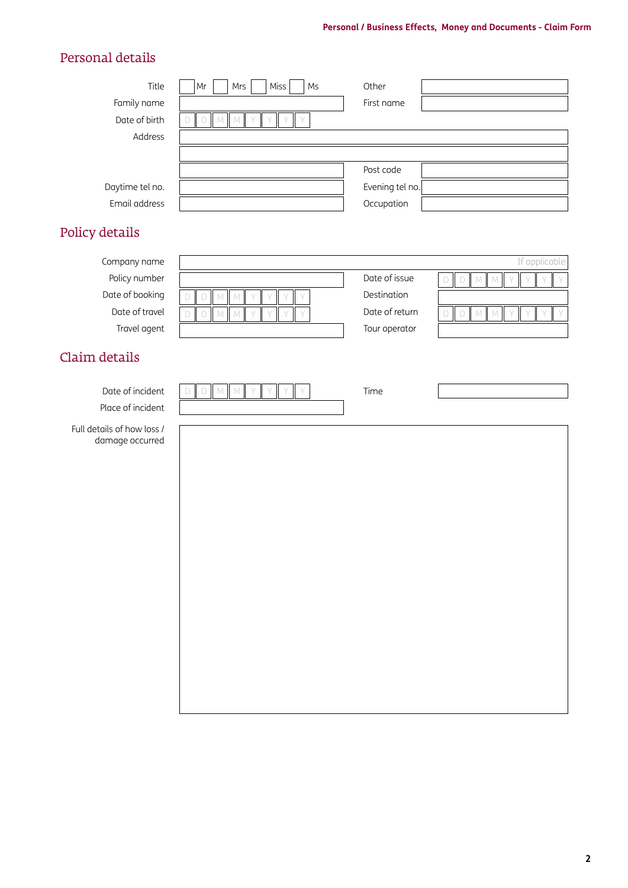## Personal details

| | | | |
|---|---|---|---|
| Title | ☐ Mr ☐ Mrs ☐ Miss ☐ Ms | Other | |
| Family name | | First name | |
| Date of birth | D D M M Y Y Y Y | | |
| Address | | | |
| | | | |
| | | Post code | |
| Daytime tel no. | | Evening tel no. | |
| Email address | | Occupation | |

## Policy details

| | | | |
|---|---|---|---|
| Company name | If applicable | | |
| Policy number | | Date of issue | D D M M Y Y Y Y |
| Date of booking | D D M M Y Y Y Y | Destination | |
| Date of travel | D D M M Y Y Y Y | Date of return | D D M M Y Y Y Y |
| Travel agent | | Tour operator | |

## Claim details

| | | | |
|---|---|---|---|
| Date of incident | D D M M Y Y Y Y | Time | |
| Place of incident | | | |

Full details of how loss / damage occurred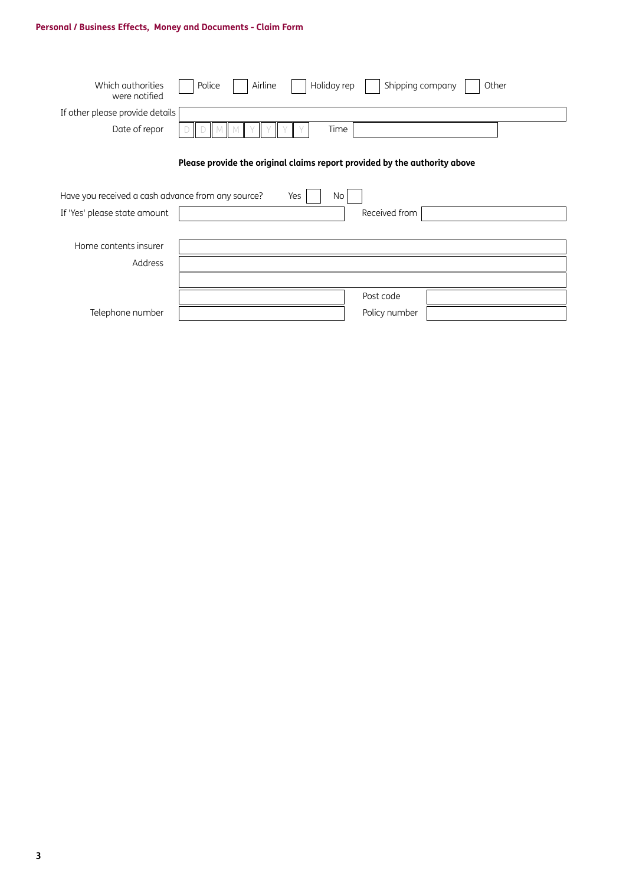Which authorities were notified ☐ Police ☐ Airline ☐ Holiday rep ☐ Shipping company ☐ Other

If other please provide details: 

Date of repor: D D M M Y Y Y Y Time: 

**Please provide the original claims report provided by the authority above**

Have you received a cash advance from any source? Yes ☐ No ☐

If 'Yes' please state amount: Received from: 

Home contents insurer: 

Address: 

Post code: 

Telephone number: Policy number: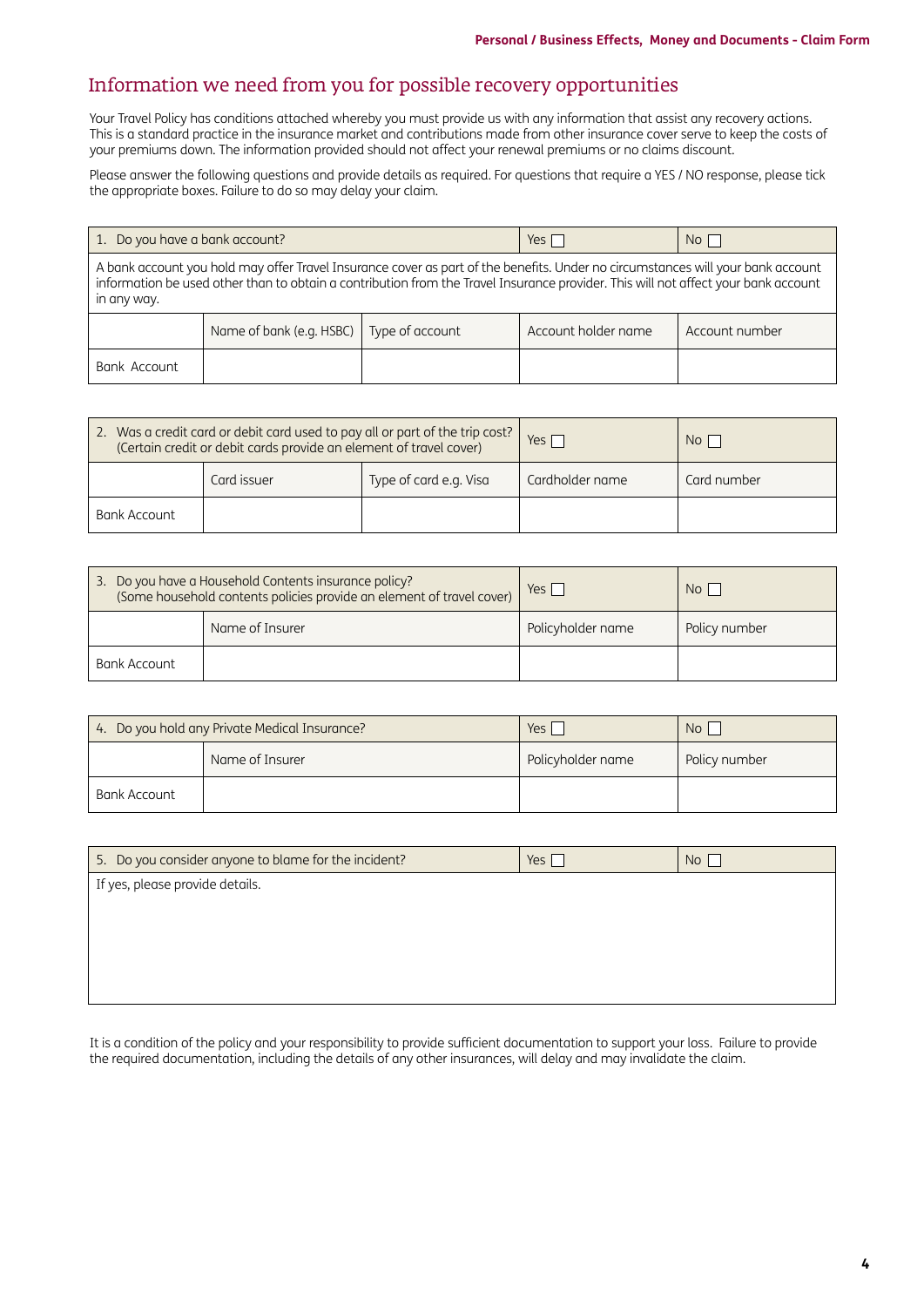# Information we need from you for possible recovery opportunities

Your Travel Policy has conditions attached whereby you must provide us with any information that assist any recovery actions. This is a standard practice in the insurance market and contributions made from other insurance cover serve to keep the costs of your premiums down. The information provided should not affect your renewal premiums or no claims discount.

Please answer the following questions and provide details as required. For questions that require a YES / NO response, please tick the appropriate boxes. Failure to do so may delay your claim.

| 1. Do you have a bank account? | | | Yes ☐ | No ☐ |
|---|---|---|---|---|
| A bank account you hold may offer Travel Insurance cover as part of the benefits. Under no circumstances will your bank account information be used other than to obtain a contribution from the Travel Insurance provider. This will not affect your bank account in any way. | | | | |
| | Name of bank (e.g. HSBC) | Type of account | Account holder name | Account number |
| Bank Account | | | | |

| 2. Was a credit card or debit card used to pay all or part of the trip cost? (Certain credit or debit cards provide an element of travel cover) | | | Yes ☐ | No ☐ |
|---|---|---|---|---|
| | Card issuer | Type of card e.g. Visa | Cardholder name | Card number |
| Bank Account | | | | |

| 3. Do you have a Household Contents insurance policy? (Some household contents policies provide an element of travel cover) | | Yes ☐ | No ☐ |
|---|---|---|---|
| | Name of Insurer | Policyholder name | Policy number |
| Bank Account | | | |

| 4. Do you hold any Private Medical Insurance? | | Yes ☐ | No ☐ |
|---|---|---|---|
| | Name of Insurer | Policyholder name | Policy number |
| Bank Account | | | |

| 5. Do you consider anyone to blame for the incident? | Yes ☐ | No ☐ |
|---|---|---|
| If yes, please provide details. | | |

It is a condition of the policy and your responsibility to provide sufficient documentation to support your loss. Failure to provide the required documentation, including the details of any other insurances, will delay and may invalidate the claim.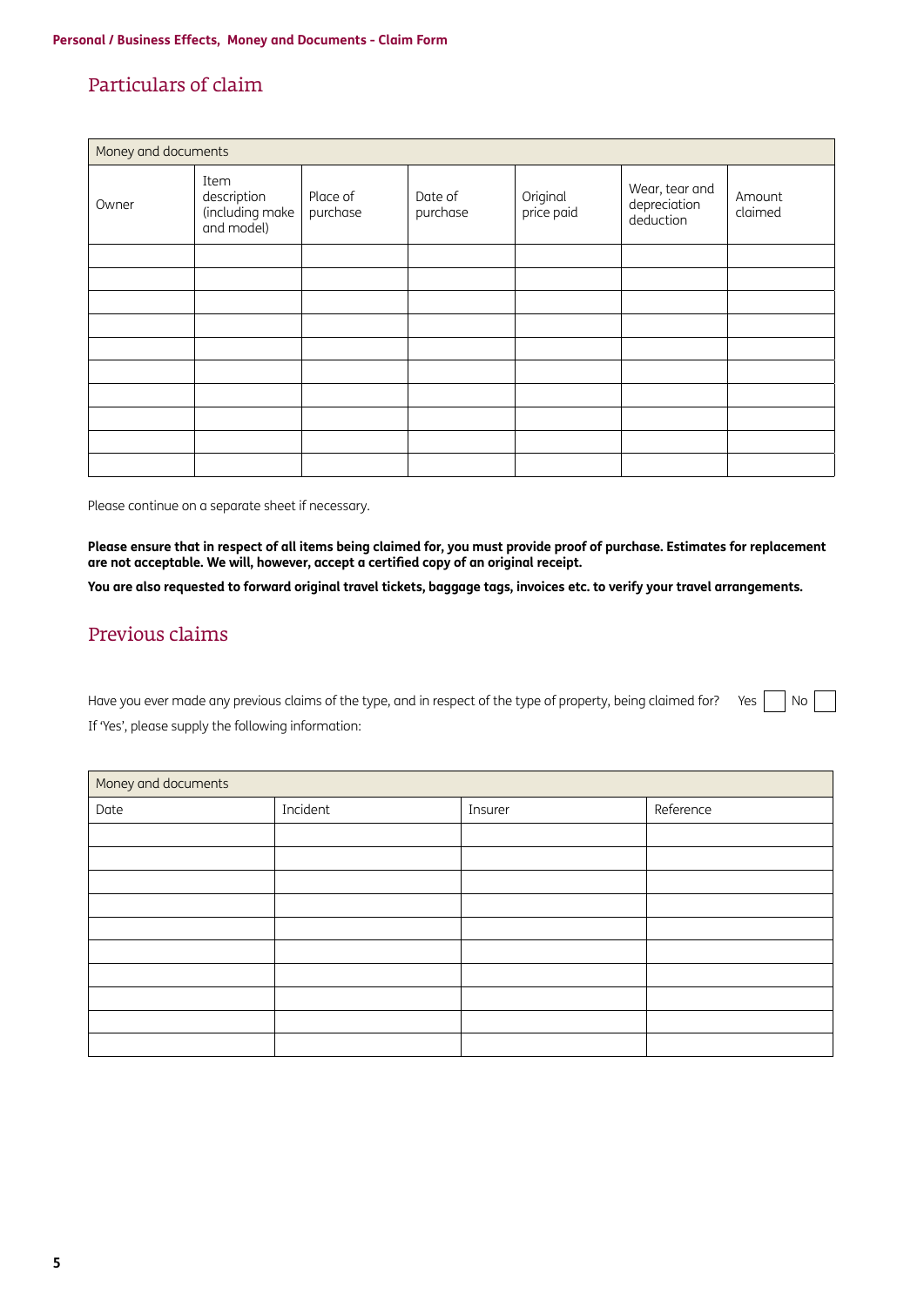## Particulars of claim

| Money and documents | | | | | | |
|---|---|---|---|---|---|---|
| Owner | Item description (including make and model) | Place of purchase | Date of purchase | Original price paid | Wear, tear and depreciation deduction | Amount claimed |
| | | | | | | |
| | | | | | | |
| | | | | | | |
| | | | | | | |
| | | | | | | |
| | | | | | | |
| | | | | | | |
| | | | | | | |
| | | | | | | |
| | | | | | | |

Please continue on a separate sheet if necessary.

**Please ensure that in respect of all items being claimed for, you must provide proof of purchase. Estimates for replacement are not acceptable. We will, however, accept a certified copy of an original receipt.**

**You are also requested to forward original travel tickets, baggage tags, invoices etc. to verify your travel arrangements.**

## Previous claims

Have you ever made any previous claims of the type, and in respect of the type of property, being claimed for? Yes ☐ No ☐

If 'Yes', please supply the following information:

| Money and documents | | | |
|---|---|---|---|
| Date | Incident | Insurer | Reference |
| | | | |
| | | | |
| | | | |
| | | | |
| | | | |
| | | | |
| | | | |
| | | | |
| | | | |
| | | | |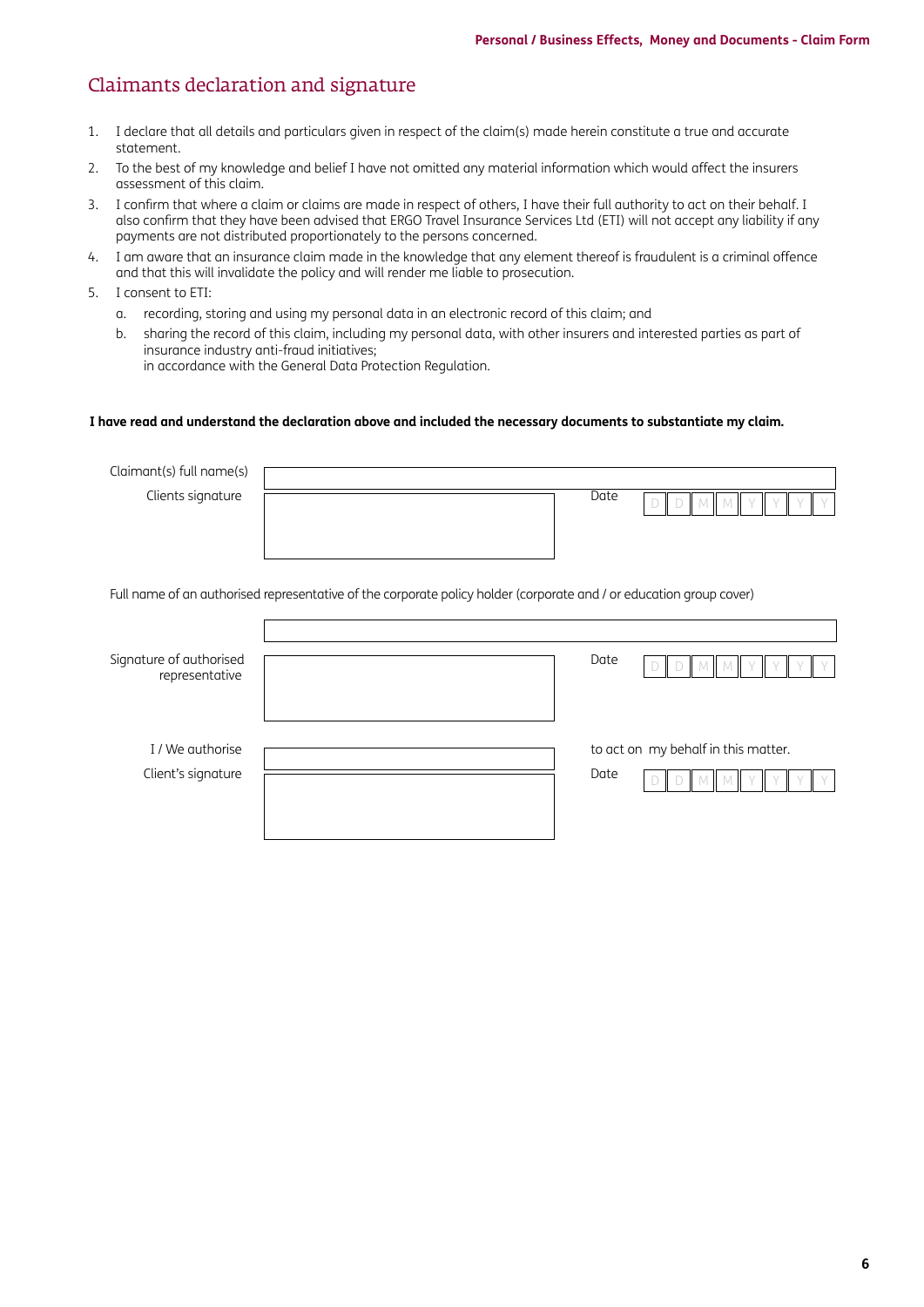# Claimants declaration and signature

1. I declare that all details and particulars given in respect of the claim(s) made herein constitute a true and accurate statement.
2. To the best of my knowledge and belief I have not omitted any material information which would affect the insurers assessment of this claim.
3. I confirm that where a claim or claims are made in respect of others, I have their full authority to act on their behalf. I also confirm that they have been advised that ERGO Travel Insurance Services Ltd (ETI) will not accept any liability if any payments are not distributed proportionately to the persons concerned.
4. I am aware that an insurance claim made in the knowledge that any element thereof is fraudulent is a criminal offence and that this will invalidate the policy and will render me liable to prosecution.
5. I consent to ETI:
   a. recording, storing and using my personal data in an electronic record of this claim; and
   b. sharing the record of this claim, including my personal data, with other insurers and interested parties as part of insurance industry anti-fraud initiatives;
   in accordance with the General Data Protection Regulation.

**I have read and understand the declaration above and included the necessary documents to substantiate my claim.**

Claimant(s) full name(s) ______________________

Clients signature ______________________ Date D D M M Y Y Y Y

Full name of an authorised representative of the corporate policy holder (corporate and / or education group cover)

______________________

Signature of authorised representative ______________________ Date D D M M Y Y Y Y

I / We authorise ______________________ to act on my behalf in this matter.

Client's signature ______________________ Date D D M M Y Y Y Y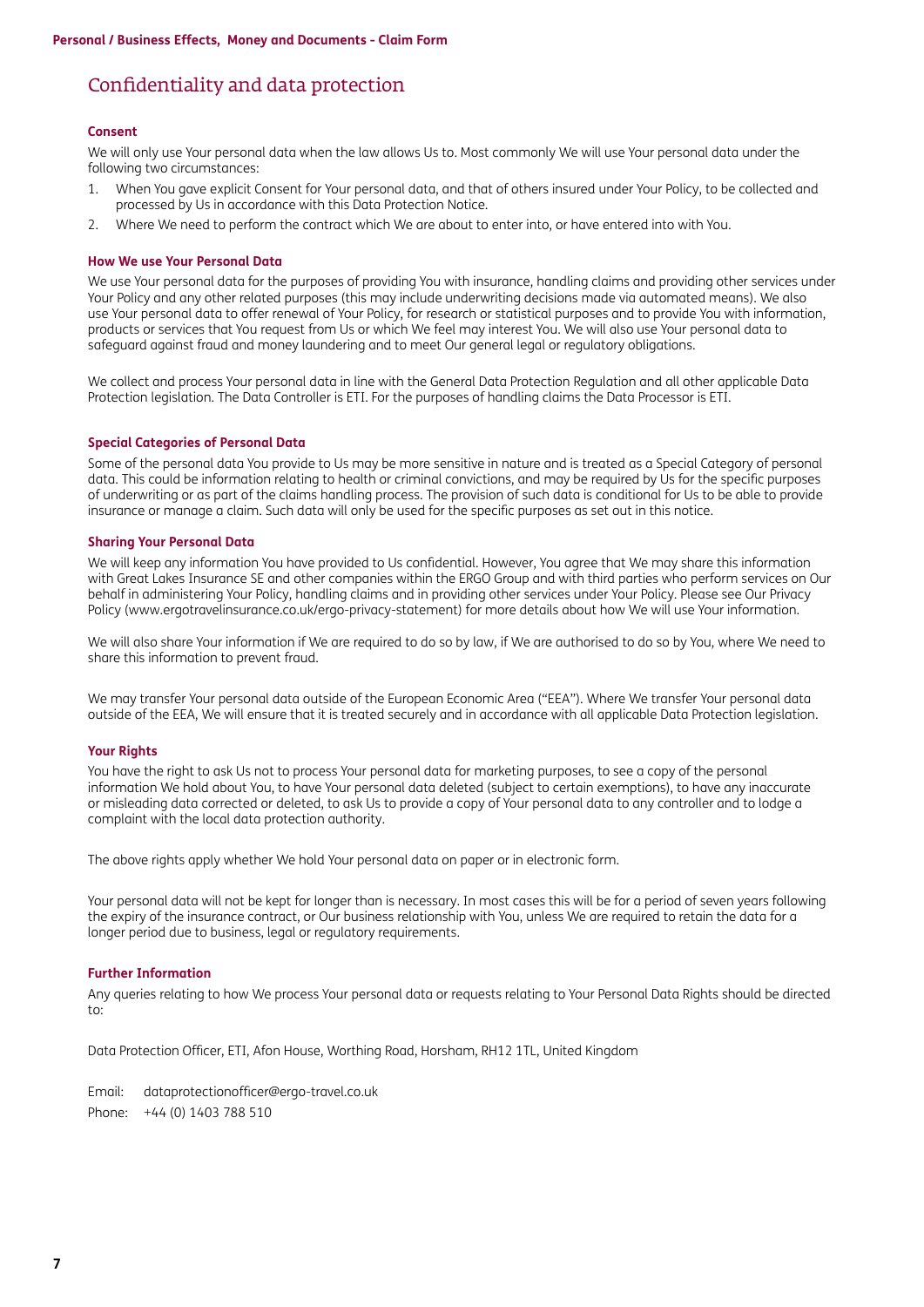# Confidentiality and data protection

### Consent

We will only use Your personal data when the law allows Us to. Most commonly We will use Your personal data under the following two circumstances:

1. When You gave explicit Consent for Your personal data, and that of others insured under Your Policy, to be collected and processed by Us in accordance with this Data Protection Notice.
2. Where We need to perform the contract which We are about to enter into, or have entered into with You.

### How We use Your Personal Data

We use Your personal data for the purposes of providing You with insurance, handling claims and providing other services under Your Policy and any other related purposes (this may include underwriting decisions made via automated means). We also use Your personal data to offer renewal of Your Policy, for research or statistical purposes and to provide You with information, products or services that You request from Us or which We feel may interest You. We will also use Your personal data to safeguard against fraud and money laundering and to meet Our general legal or regulatory obligations.

We collect and process Your personal data in line with the General Data Protection Regulation and all other applicable Data Protection legislation. The Data Controller is ETI. For the purposes of handling claims the Data Processor is ETI.

### Special Categories of Personal Data

Some of the personal data You provide to Us may be more sensitive in nature and is treated as a Special Category of personal data. This could be information relating to health or criminal convictions, and may be required by Us for the specific purposes of underwriting or as part of the claims handling process. The provision of such data is conditional for Us to be able to provide insurance or manage a claim. Such data will only be used for the specific purposes as set out in this notice.

### Sharing Your Personal Data

We will keep any information You have provided to Us confidential. However, You agree that We may share this information with Great Lakes Insurance SE and other companies within the ERGO Group and with third parties who perform services on Our behalf in administering Your Policy, handling claims and in providing other services under Your Policy. Please see Our Privacy Policy (www.ergotravelinsurance.co.uk/ergo-privacy-statement) for more details about how We will use Your information.

We will also share Your information if We are required to do so by law, if We are authorised to do so by You, where We need to share this information to prevent fraud.

We may transfer Your personal data outside of the European Economic Area ("EEA"). Where We transfer Your personal data outside of the EEA, We will ensure that it is treated securely and in accordance with all applicable Data Protection legislation.

### Your Rights

You have the right to ask Us not to process Your personal data for marketing purposes, to see a copy of the personal information We hold about You, to have Your personal data deleted (subject to certain exemptions), to have any inaccurate or misleading data corrected or deleted, to ask Us to provide a copy of Your personal data to any controller and to lodge a complaint with the local data protection authority.

The above rights apply whether We hold Your personal data on paper or in electronic form.

Your personal data will not be kept for longer than is necessary. In most cases this will be for a period of seven years following the expiry of the insurance contract, or Our business relationship with You, unless We are required to retain the data for a longer period due to business, legal or regulatory requirements.

### Further Information

Any queries relating to how We process Your personal data or requests relating to Your Personal Data Rights should be directed to:

Data Protection Officer, ETI, Afon House, Worthing Road, Horsham, RH12 1TL, United Kingdom

Email: dataprotectionofficer@ergo-travel.co.uk
Phone: +44 (0) 1403 788 510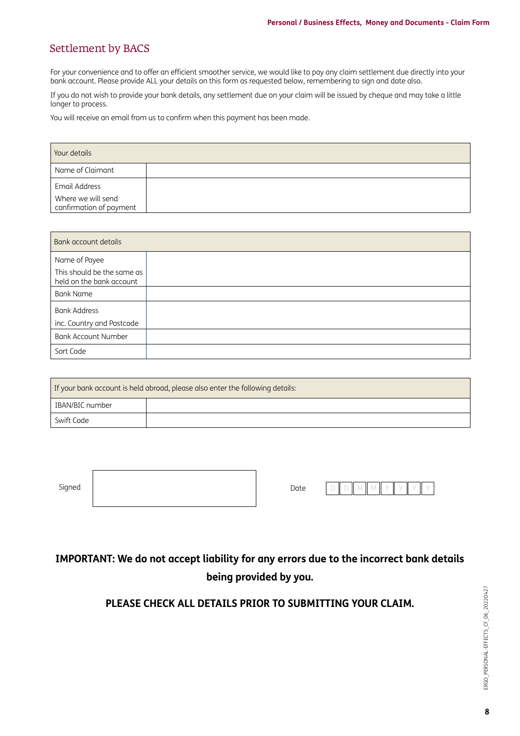## Settlement by BACS

For your convenience and to offer an efficient smoother service, we would like to pay any claim settlement due directly into your bank account. Please provide ALL your details on this form as requested below, remembering to sign and date also.

If you do not wish to provide your bank details, any settlement due on your claim will be issued by cheque and may take a little longer to process.

You will receive an email from us to confirm when this payment has been made.

| Your details | |
|---|---|
| Name of Claimant | |
| Email Address<br>Where we will send confirmation of payment | |

| Bank account details | |
|---|---|
| Name of Payee<br>This should be the same as held on the bank account | |
| Bank Name | |
| Bank Address<br>inc. Country and Postcode | |
| Bank Account Number | |
| Sort Code | |

| If your bank account is held abroad, please also enter the following details: | |
|---|---|
| IBAN/BIC number | |
| Swift Code | |

Signed ______________________ Date D D M M Y Y Y Y

**IMPORTANT: We do not accept liability for any errors due to the incorrect bank details being provided by you.**

**PLEASE CHECK ALL DETAILS PRIOR TO SUBMITTING YOUR CLAIM.**

ERGO_PERSONAL-EFFECTS_CF_06_20220427